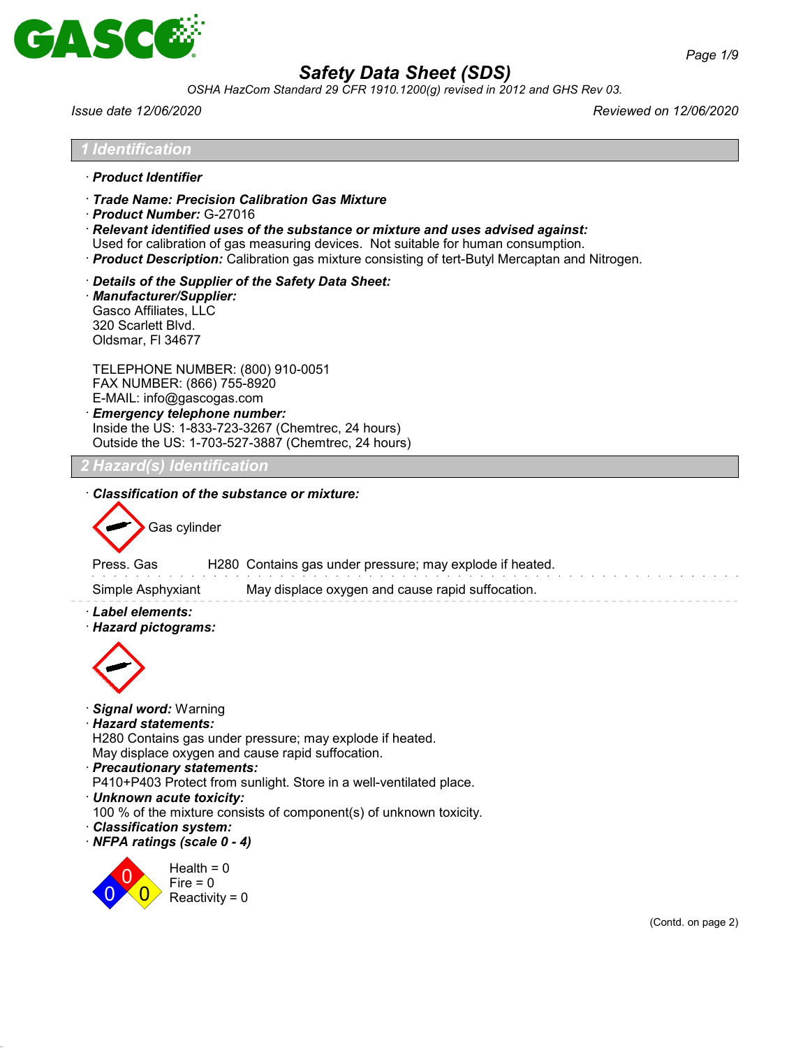# Safety Data Sheet (SDS)

*OSHA HazCom Standard 29 CFR 1910.1200(g) revised in 2012 and GHS Rev 03.*

*Issue date 12/06/2020* *Reviewed on 12/06/2020*

## 1 Identification

· **Product Identifier**

· **Trade Name: Precision Calibration Gas Mixture**
· **Product Number:** G-27016
· **Relevant identified uses of the substance or mixture and uses advised against:**
Used for calibration of gas measuring devices. Not suitable for human consumption.
· **Product Description:** Calibration gas mixture consisting of tert-Butyl Mercaptan and Nitrogen.

· **Details of the Supplier of the Safety Data Sheet:**
· **Manufacturer/Supplier:**
Gasco Affiliates, LLC
320 Scarlett Blvd.
Oldsmar, Fl 34677

TELEPHONE NUMBER: (800) 910-0051
FAX NUMBER: (866) 755-8920
E-MAIL: info@gascogas.com
· **Emergency telephone number:**
Inside the US: 1-833-723-3267 (Chemtrec, 24 hours)
Outside the US: 1-703-527-3887 (Chemtrec, 24 hours)

## 2 Hazard(s) Identification

· **Classification of the substance or mixture:**

Gas cylinder

| | | |
|---|---|---|
| Press. Gas | H280 | Contains gas under pressure; may explode if heated. |
| Simple Asphyxiant | | May displace oxygen and cause rapid suffocation. |

· **Label elements:**
· **Hazard pictograms:**

· **Signal word:** Warning
· **Hazard statements:**
H280 Contains gas under pressure; may explode if heated.
May displace oxygen and cause rapid suffocation.
· **Precautionary statements:**
P410+P403 Protect from sunlight. Store in a well-ventilated place.
· **Unknown acute toxicity:**
100 % of the mixture consists of component(s) of unknown toxicity.
· **Classification system:**
· **NFPA ratings (scale 0 - 4)**

Health = 0
Fire = 0
Reactivity = 0

(Contd. on page 2)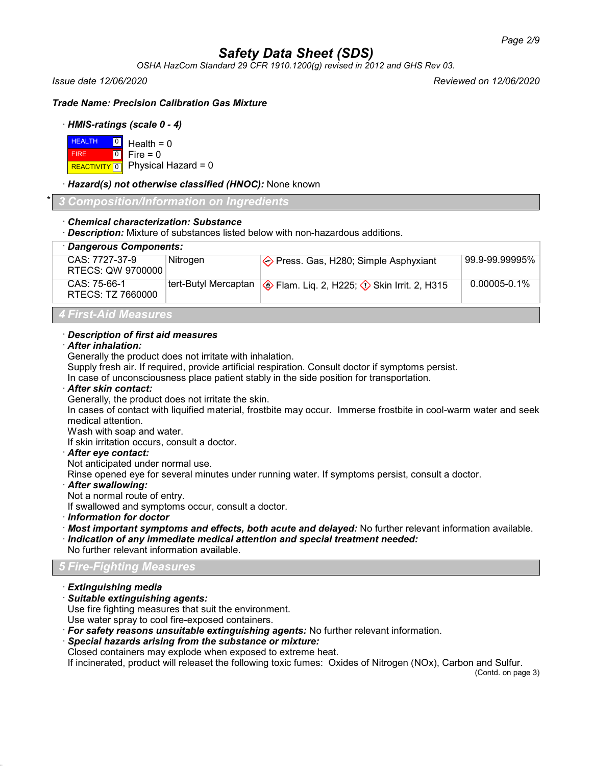# Safety Data Sheet (SDS)

OSHA HazCom Standard 29 CFR 1910.1200(g) revised in 2012 and GHS Rev 03.

Issue date 12/06/2020 | Reviewed on 12/06/2020

**Trade Name: Precision Calibration Gas Mixture**

· ***HMIS-ratings (scale 0 - 4)***

| | | |
|---|---|---|
| HEALTH | 0 | Health = 0 |
| FIRE | 0 | Fire = 0 |
| REACTIVITY | 0 | Physical Hazard = 0 |

· ***Hazard(s) not otherwise classified (HNOC):*** None known

## * 3 Composition/Information on Ingredients

· ***Chemical characterization: Substance***
· ***Description:*** Mixture of substances listed below with non-hazardous additions.

| · Dangerous Components: | | | |
|---|---|---|---|
| CAS: 7727-37-9<br>RTECS: QW 9700000 | Nitrogen | Press. Gas, H280; Simple Asphyxiant | 99.9-99.99995% |
| CAS: 75-66-1<br>RTECS: TZ 7660000 | tert-Butyl Mercaptan | Flam. Liq. 2, H225; Skin Irrit. 2, H315 | 0.00005-0.1% |

## 4 First-Aid Measures

· ***Description of first aid measures***
· ***After inhalation:***
Generally the product does not irritate with inhalation.
Supply fresh air. If required, provide artificial respiration. Consult doctor if symptoms persist.
In case of unconsciousness place patient stably in the side position for transportation.
· ***After skin contact:***
Generally, the product does not irritate the skin.
In cases of contact with liquified material, frostbite may occur. Immerse frostbite in cool-warm water and seek medical attention.
Wash with soap and water.
If skin irritation occurs, consult a doctor.
· ***After eye contact:***
Not anticipated under normal use.
Rinse opened eye for several minutes under running water. If symptoms persist, consult a doctor.
· ***After swallowing:***
Not a normal route of entry.
If swallowed and symptoms occur, consult a doctor.
· ***Information for doctor***
· ***Most important symptoms and effects, both acute and delayed:*** No further relevant information available.
· ***Indication of any immediate medical attention and special treatment needed:***
No further relevant information available.

## 5 Fire-Fighting Measures

· ***Extinguishing media***
· ***Suitable extinguishing agents:***
Use fire fighting measures that suit the environment.
Use water spray to cool fire-exposed containers.
· ***For safety reasons unsuitable extinguishing agents:*** No further relevant information.
· ***Special hazards arising from the substance or mixture:***
Closed containers may explode when exposed to extreme heat.
If incinerated, product will releaset the following toxic fumes: Oxides of Nitrogen (NOx), Carbon and Sulfur.

(Contd. on page 3)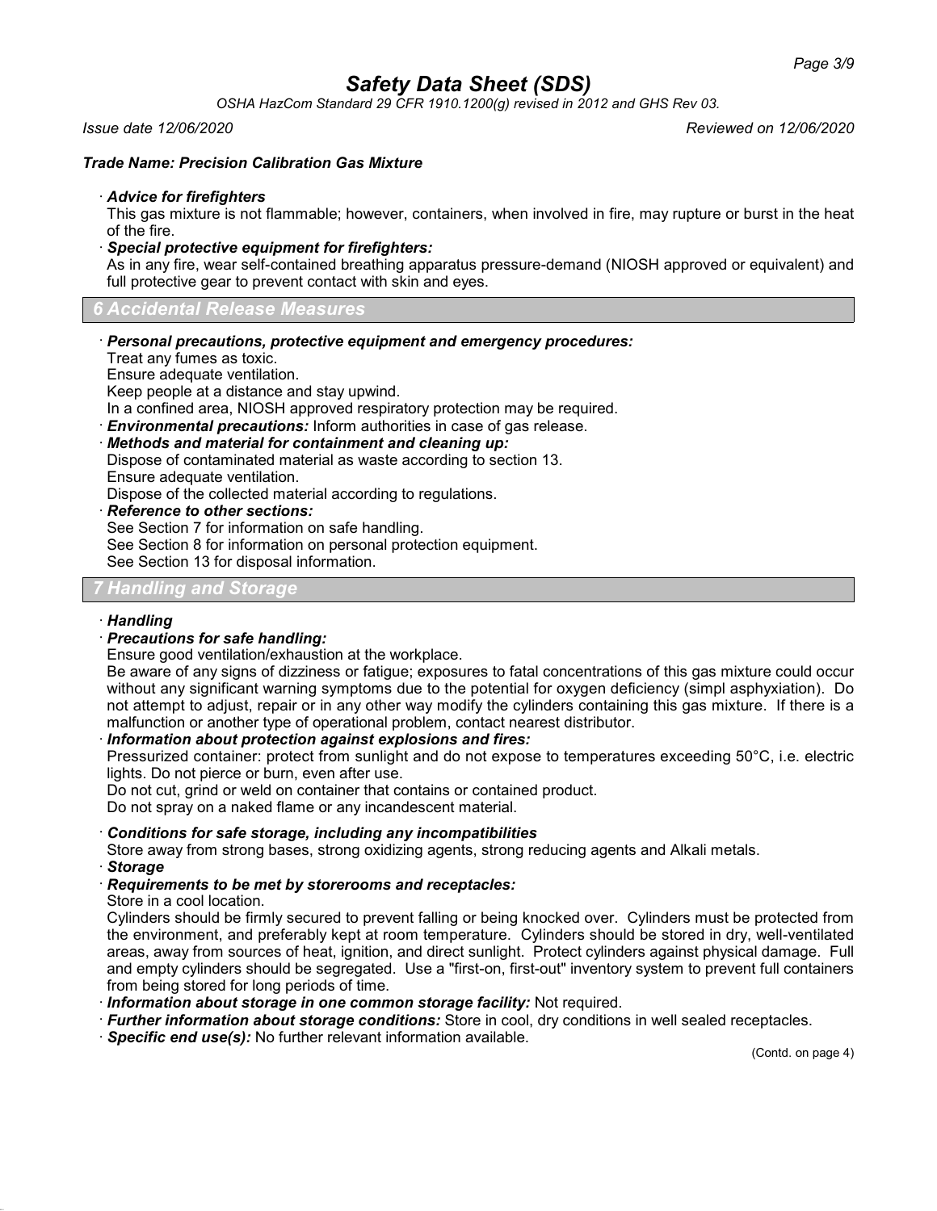*Trade Name: Precision Calibration Gas Mixture*

· ***Advice for firefighters***
This gas mixture is not flammable; however, containers, when involved in fire, may rupture or burst in the heat of the fire.

· ***Special protective equipment for firefighters:***
As in any fire, wear self-contained breathing apparatus pressure-demand (NIOSH approved or equivalent) and full protective gear to prevent contact with skin and eyes.

## 6 Accidental Release Measures

· ***Personal precautions, protective equipment and emergency procedures:***
Treat any fumes as toxic.
Ensure adequate ventilation.
Keep people at a distance and stay upwind.
In a confined area, NIOSH approved respiratory protection may be required.

· ***Environmental precautions:*** Inform authorities in case of gas release.

· ***Methods and material for containment and cleaning up:***
Dispose of contaminated material as waste according to section 13.
Ensure adequate ventilation.
Dispose of the collected material according to regulations.

· ***Reference to other sections:***
See Section 7 for information on safe handling.
See Section 8 for information on personal protection equipment.
See Section 13 for disposal information.

## 7 Handling and Storage

· ***Handling***

· ***Precautions for safe handling:***
Ensure good ventilation/exhaustion at the workplace.
Be aware of any signs of dizziness or fatigue; exposures to fatal concentrations of this gas mixture could occur without any significant warning symptoms due to the potential for oxygen deficiency (simpl asphyxiation). Do not attempt to adjust, repair or in any other way modify the cylinders containing this gas mixture. If there is a malfunction or another type of operational problem, contact nearest distributor.

· ***Information about protection against explosions and fires:***
Pressurized container: protect from sunlight and do not expose to temperatures exceeding 50°C, i.e. electric lights. Do not pierce or burn, even after use.
Do not cut, grind or weld on container that contains or contained product.
Do not spray on a naked flame or any incandescent material.

· ***Conditions for safe storage, including any incompatibilities***
Store away from strong bases, strong oxidizing agents, strong reducing agents and Alkali metals.

· ***Storage***

· ***Requirements to be met by storerooms and receptacles:***
Store in a cool location.
Cylinders should be firmly secured to prevent falling or being knocked over. Cylinders must be protected from the environment, and preferably kept at room temperature. Cylinders should be stored in dry, well-ventilated areas, away from sources of heat, ignition, and direct sunlight. Protect cylinders against physical damage. Full and empty cylinders should be segregated. Use a "first-on, first-out" inventory system to prevent full containers from being stored for long periods of time.

· ***Information about storage in one common storage facility:*** Not required.

· ***Further information about storage conditions:*** Store in cool, dry conditions in well sealed receptacles.

· ***Specific end use(s):*** No further relevant information available.

(Contd. on page 4)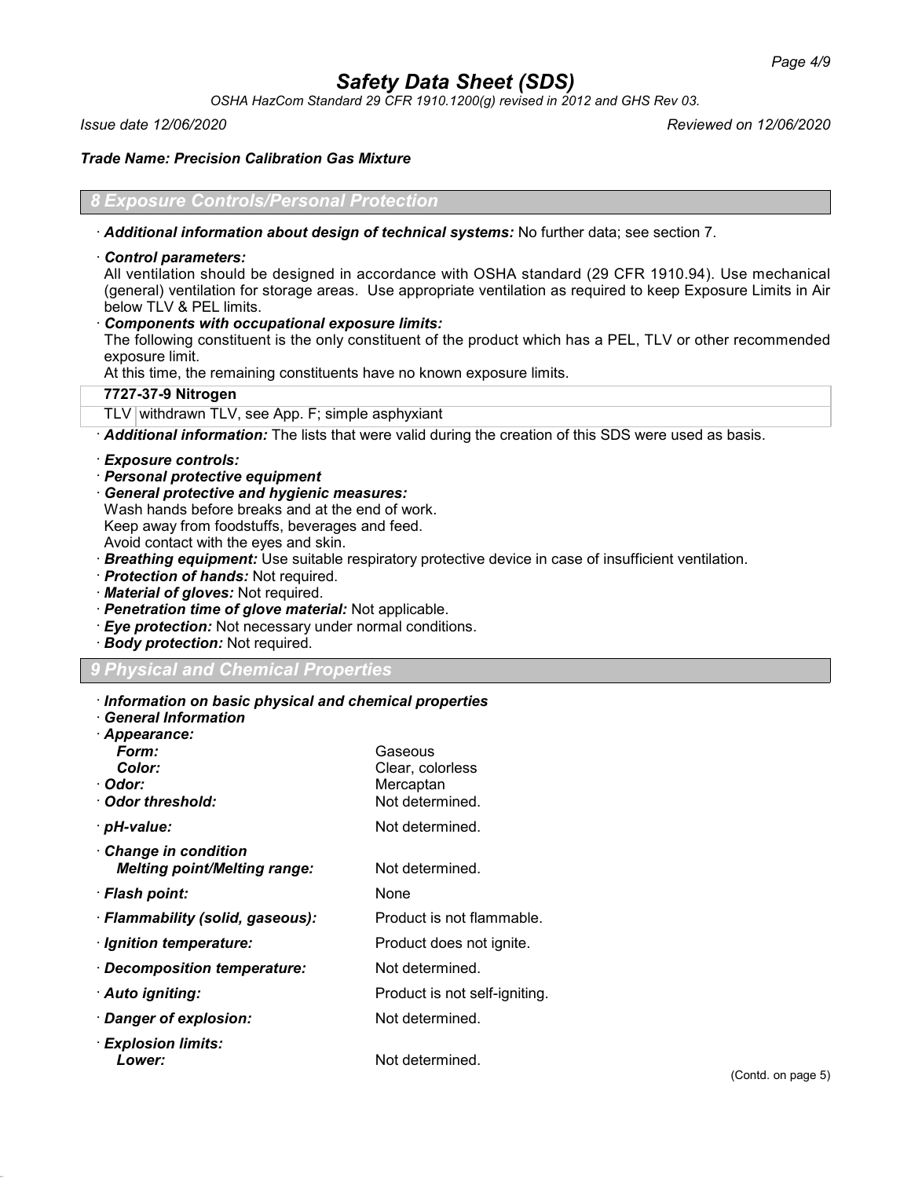## 8 Exposure Controls/Personal Protection

· ***Additional information about design of technical systems:*** No further data; see section 7.

· ***Control parameters:***
All ventilation should be designed in accordance with OSHA standard (29 CFR 1910.94). Use mechanical (general) ventilation for storage areas. Use appropriate ventilation as required to keep Exposure Limits in Air below TLV & PEL limits.

· ***Components with occupational exposure limits:***
The following constituent is the only constituent of the product which has a PEL, TLV or other recommended exposure limit.
At this time, the remaining constituents have no known exposure limits.

| **7727-37-9 Nitrogen** | |
|---|---|
| TLV | withdrawn TLV, see App. F; simple asphyxiant |

· ***Additional information:*** The lists that were valid during the creation of this SDS were used as basis.

· ***Exposure controls:***
· ***Personal protective equipment***
· ***General protective and hygienic measures:***
Wash hands before breaks and at the end of work.
Keep away from foodstuffs, beverages and feed.
Avoid contact with the eyes and skin.
· ***Breathing equipment:*** Use suitable respiratory protective device in case of insufficient ventilation.
· ***Protection of hands:*** Not required.
· ***Material of gloves:*** Not required.
· ***Penetration time of glove material:*** Not applicable.
· ***Eye protection:*** Not necessary under normal conditions.
· ***Body protection:*** Not required.

## 9 Physical and Chemical Properties

· ***Information on basic physical and chemical properties***
· ***General Information***
· ***Appearance:***

| | |
|---|---|
| ***Form:*** | Gaseous |
| ***Color:*** | Clear, colorless |
| · ***Odor:*** | Mercaptan |
| · ***Odor threshold:*** | Not determined. |
| · ***pH-value:*** | Not determined. |
| · ***Change in condition*** | |
| ***Melting point/Melting range:*** | Not determined. |
| · ***Flash point:*** | None |
| · ***Flammability (solid, gaseous):*** | Product is not flammable. |
| · ***Ignition temperature:*** | Product does not ignite. |
| · ***Decomposition temperature:*** | Not determined. |
| · ***Auto igniting:*** | Product is not self-igniting. |
| · ***Danger of explosion:*** | Not determined. |
| · ***Explosion limits:*** | |
| ***Lower:*** | Not determined. |

(Contd. on page 5)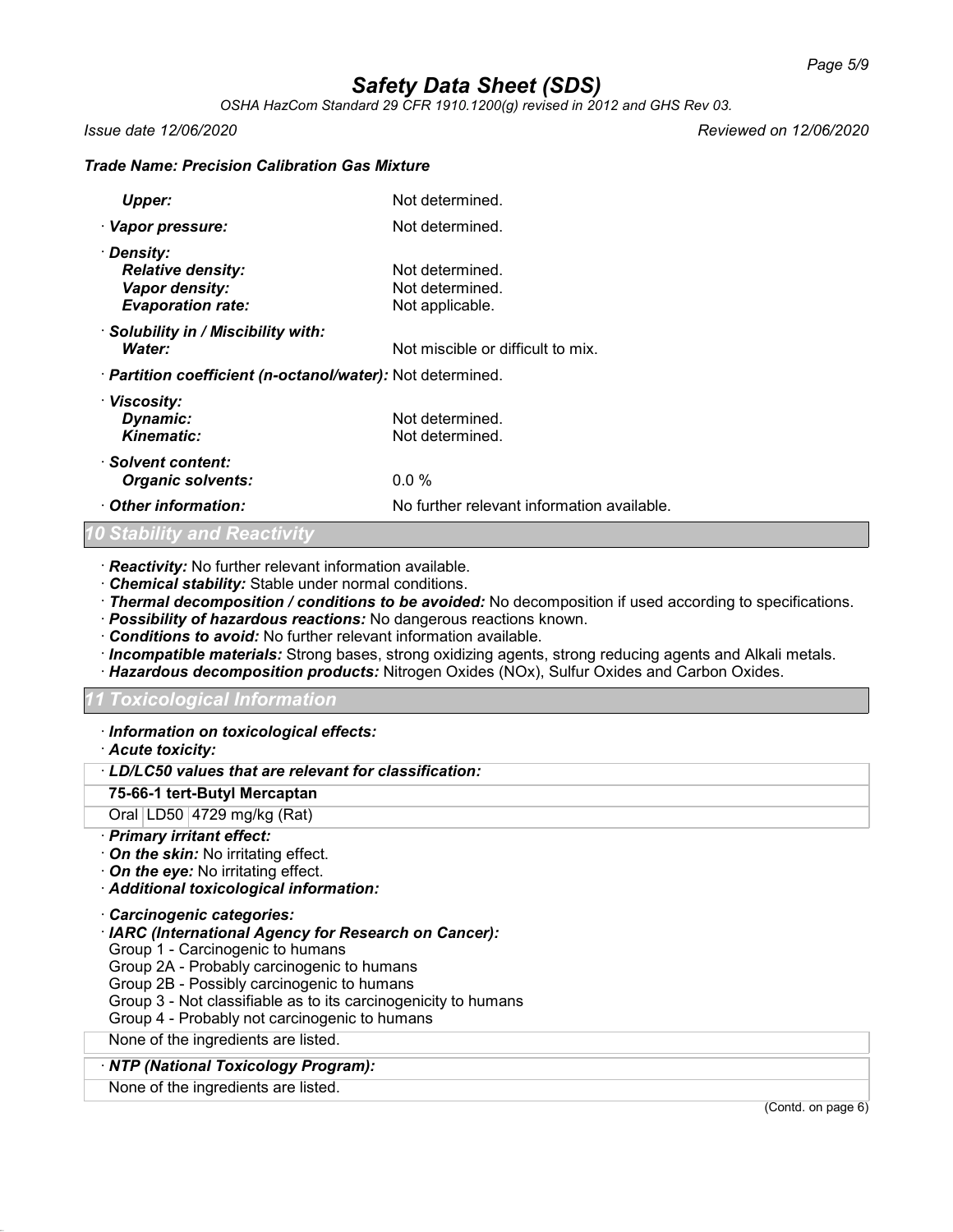*Trade Name: Precision Calibration Gas Mixture*

| | |
|---|---|
| ***Upper:*** | Not determined. |
| · ***Vapor pressure:*** | Not determined. |
| · ***Density:*** | |
| ***Relative density:*** | Not determined. |
| ***Vapor density:*** | Not determined. |
| ***Evaporation rate:*** | Not applicable. |
| · ***Solubility in / Miscibility with:*** | |
| ***Water:*** | Not miscible or difficult to mix. |
| · ***Partition coefficient (n-octanol/water):*** | Not determined. |
| · ***Viscosity:*** | |
| ***Dynamic:*** | Not determined. |
| ***Kinematic:*** | Not determined. |
| · ***Solvent content:*** | |
| ***Organic solvents:*** | 0.0 % |
| · ***Other information:*** | No further relevant information available. |

## *10 Stability and Reactivity*

· ***Reactivity:*** No further relevant information available.
· ***Chemical stability:*** Stable under normal conditions.
· ***Thermal decomposition / conditions to be avoided:*** No decomposition if used according to specifications.
· ***Possibility of hazardous reactions:*** No dangerous reactions known.
· ***Conditions to avoid:*** No further relevant information available.
· ***Incompatible materials:*** Strong bases, strong oxidizing agents, strong reducing agents and Alkali metals.
· ***Hazardous decomposition products:*** Nitrogen Oxides (NOx), Sulfur Oxides and Carbon Oxides.

## *11 Toxicological Information*

· ***Information on toxicological effects:***
· ***Acute toxicity:***

| · ***LD/LC50 values that are relevant for classification:*** | | |
|---|---|---|
| **75-66-1 tert-Butyl Mercaptan** | | |
| Oral | LD50 | 4729 mg/kg (Rat) |

· ***Primary irritant effect:***
· ***On the skin:*** No irritating effect.
· ***On the eye:*** No irritating effect.
· ***Additional toxicological information:***

· ***Carcinogenic categories:***
· ***IARC (International Agency for Research on Cancer):***
Group 1 - Carcinogenic to humans
Group 2A - Probably carcinogenic to humans
Group 2B - Possibly carcinogenic to humans
Group 3 - Not classifiable as to its carcinogenicity to humans
Group 4 - Probably not carcinogenic to humans

None of the ingredients are listed.

· ***NTP (National Toxicology Program):***

None of the ingredients are listed.

(Contd. on page 6)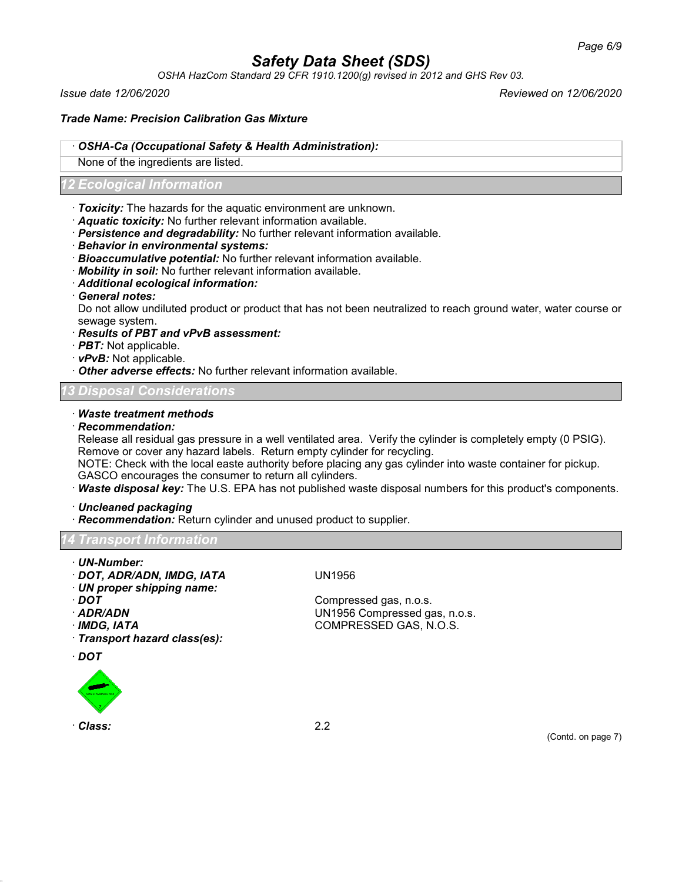**Trade Name: Precision Calibration Gas Mixture**

· ***OSHA-Ca (Occupational Safety & Health Administration):***

None of the ingredients are listed.

## 12 Ecological Information

· ***Toxicity:*** The hazards for the aquatic environment are unknown.
· ***Aquatic toxicity:*** No further relevant information available.
· ***Persistence and degradability:*** No further relevant information available.
· ***Behavior in environmental systems:***
· ***Bioaccumulative potential:*** No further relevant information available.
· ***Mobility in soil:*** No further relevant information available.
· ***Additional ecological information:***
· ***General notes:***
Do not allow undiluted product or product that has not been neutralized to reach ground water, water course or sewage system.
· ***Results of PBT and vPvB assessment:***
· ***PBT:*** Not applicable.
· ***vPvB:*** Not applicable.
· ***Other adverse effects:*** No further relevant information available.

## 13 Disposal Considerations

· ***Waste treatment methods***
· ***Recommendation:***
Release all residual gas pressure in a well ventilated area. Verify the cylinder is completely empty (0 PSIG). Remove or cover any hazard labels. Return empty cylinder for recycling.
NOTE: Check with the local easte authority before placing any gas cylinder into waste container for pickup. GASCO encourages the consumer to return all cylinders.
· ***Waste disposal key:*** The U.S. EPA has not published waste disposal numbers for this product's components.

· ***Uncleaned packaging***
· ***Recommendation:*** Return cylinder and unused product to supplier.

## 14 Transport Information

· ***UN-Number:***
· ***DOT, ADR/ADN, IMDG, IATA*** UN1956
· ***UN proper shipping name:***
· ***DOT*** Compressed gas, n.o.s.
· ***ADR/ADN*** UN1956 Compressed gas, n.o.s.
· ***IMDG, IATA*** COMPRESSED GAS, N.O.S.
· ***Transport hazard class(es):***

· ***DOT***

· ***Class:*** 2.2

(Contd. on page 7)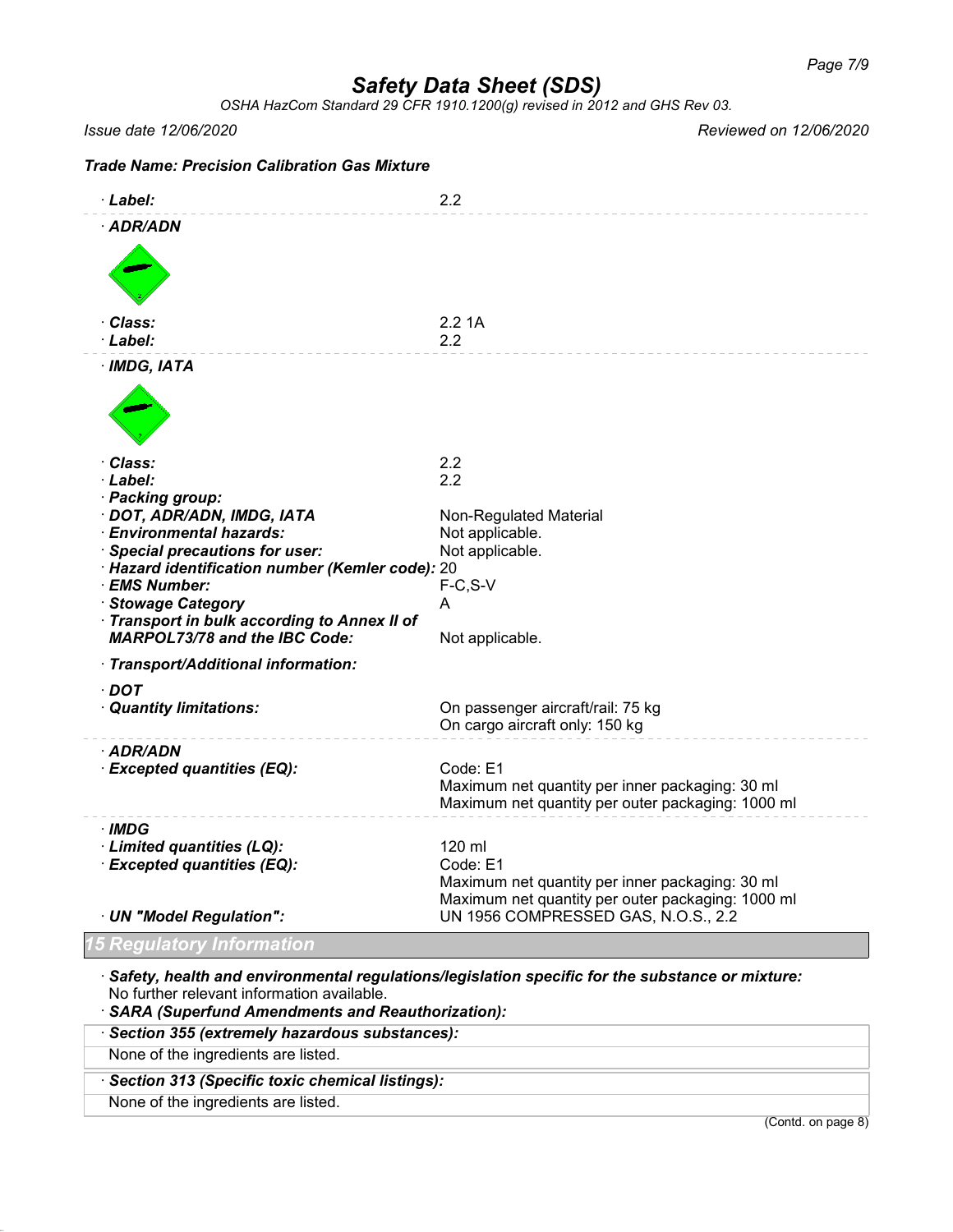## Safety Data Sheet (SDS)

*OSHA HazCom Standard 29 CFR 1910.1200(g) revised in 2012 and GHS Rev 03.*

*Issue date 12/06/2020* *Reviewed on 12/06/2020*

***Trade Name: Precision Calibration Gas Mixture***

· **Label:** 2.2

· **ADR/ADN**

· **Class:** 2.2 1A
· **Label:** 2.2

· **IMDG, IATA**

· **Class:** 2.2
· **Label:** 2.2
· **Packing group:**
· **DOT, ADR/ADN, IMDG, IATA** Non-Regulated Material
· **Environmental hazards:** Not applicable.
· **Special precautions for user:** Not applicable.
· **Hazard identification number (Kemler code):** 20
· **EMS Number:** F-C,S-V
· **Stowage Category** A
· **Transport in bulk according to Annex II of MARPOL73/78 and the IBC Code:** Not applicable.

· **Transport/Additional information:**

· **DOT**
· **Quantity limitations:** On passenger aircraft/rail: 75 kg
On cargo aircraft only: 150 kg

· **ADR/ADN**
· **Excepted quantities (EQ):** Code: E1
Maximum net quantity per inner packaging: 30 ml
Maximum net quantity per outer packaging: 1000 ml

· **IMDG**
· **Limited quantities (LQ):** 120 ml
· **Excepted quantities (EQ):** Code: E1
Maximum net quantity per inner packaging: 30 ml
Maximum net quantity per outer packaging: 1000 ml
· **UN "Model Regulation":** UN 1956 COMPRESSED GAS, N.O.S., 2.2

## 15 Regulatory Information

· **Safety, health and environmental regulations/legislation specific for the substance or mixture:**
No further relevant information available.
· **SARA (Superfund Amendments and Reauthorization):**

· **Section 355 (extremely hazardous substances):**
None of the ingredients are listed.

· **Section 313 (Specific toxic chemical listings):**
None of the ingredients are listed.

(Contd. on page 8)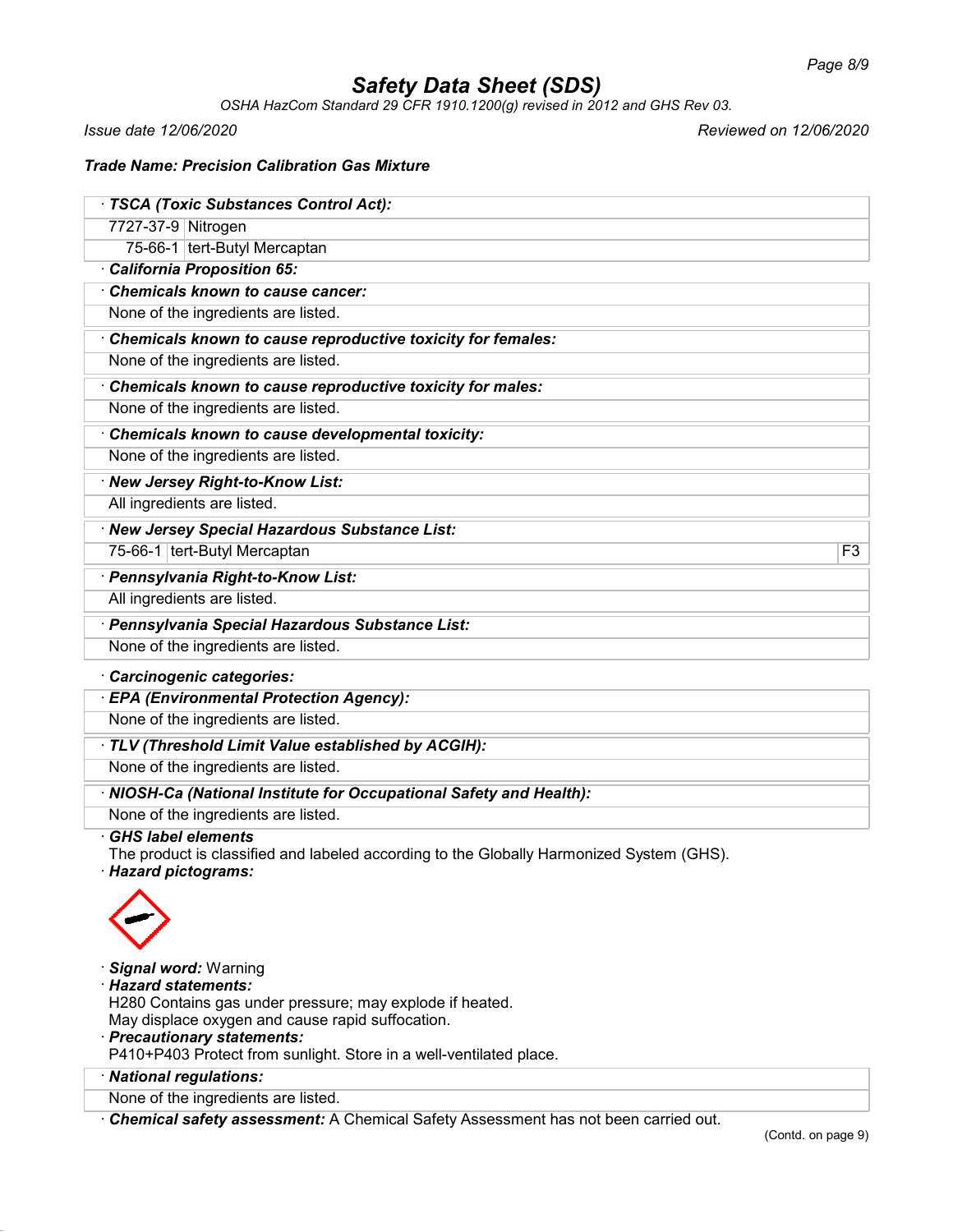# Safety Data Sheet (SDS)

*OSHA HazCom Standard 29 CFR 1910.1200(g) revised in 2012 and GHS Rev 03.*

*Issue date 12/06/2020* *Reviewed on 12/06/2020*

**Trade Name: Precision Calibration Gas Mixture**

· **TSCA (Toxic Substances Control Act):**

| | |
|---|---|
| 7727-37-9 | Nitrogen |
| 75-66-1 | tert-Butyl Mercaptan |

· **California Proposition 65:**

· **Chemicals known to cause cancer:**

None of the ingredients are listed.

· **Chemicals known to cause reproductive toxicity for females:**

None of the ingredients are listed.

· **Chemicals known to cause reproductive toxicity for males:**

None of the ingredients are listed.

· **Chemicals known to cause developmental toxicity:**

None of the ingredients are listed.

· **New Jersey Right-to-Know List:**

All ingredients are listed.

· **New Jersey Special Hazardous Substance List:**

| | | |
|---|---|---|
| 75-66-1 | tert-Butyl Mercaptan | F3 |

· **Pennsylvania Right-to-Know List:**

All ingredients are listed.

· **Pennsylvania Special Hazardous Substance List:**

None of the ingredients are listed.

· **Carcinogenic categories:**

· **EPA (Environmental Protection Agency):**

None of the ingredients are listed.

· **TLV (Threshold Limit Value established by ACGIH):**

None of the ingredients are listed.

· **NIOSH-Ca (National Institute for Occupational Safety and Health):**

None of the ingredients are listed.

· **GHS label elements**

The product is classified and labeled according to the Globally Harmonized System (GHS).

· **Hazard pictograms:**

· **Signal word:** Warning

· **Hazard statements:**

H280 Contains gas under pressure; may explode if heated.

May displace oxygen and cause rapid suffocation.

· **Precautionary statements:**

P410+P403 Protect from sunlight. Store in a well-ventilated place.

· **National regulations:**

None of the ingredients are listed.

· **Chemical safety assessment:** A Chemical Safety Assessment has not been carried out.

(Contd. on page 9)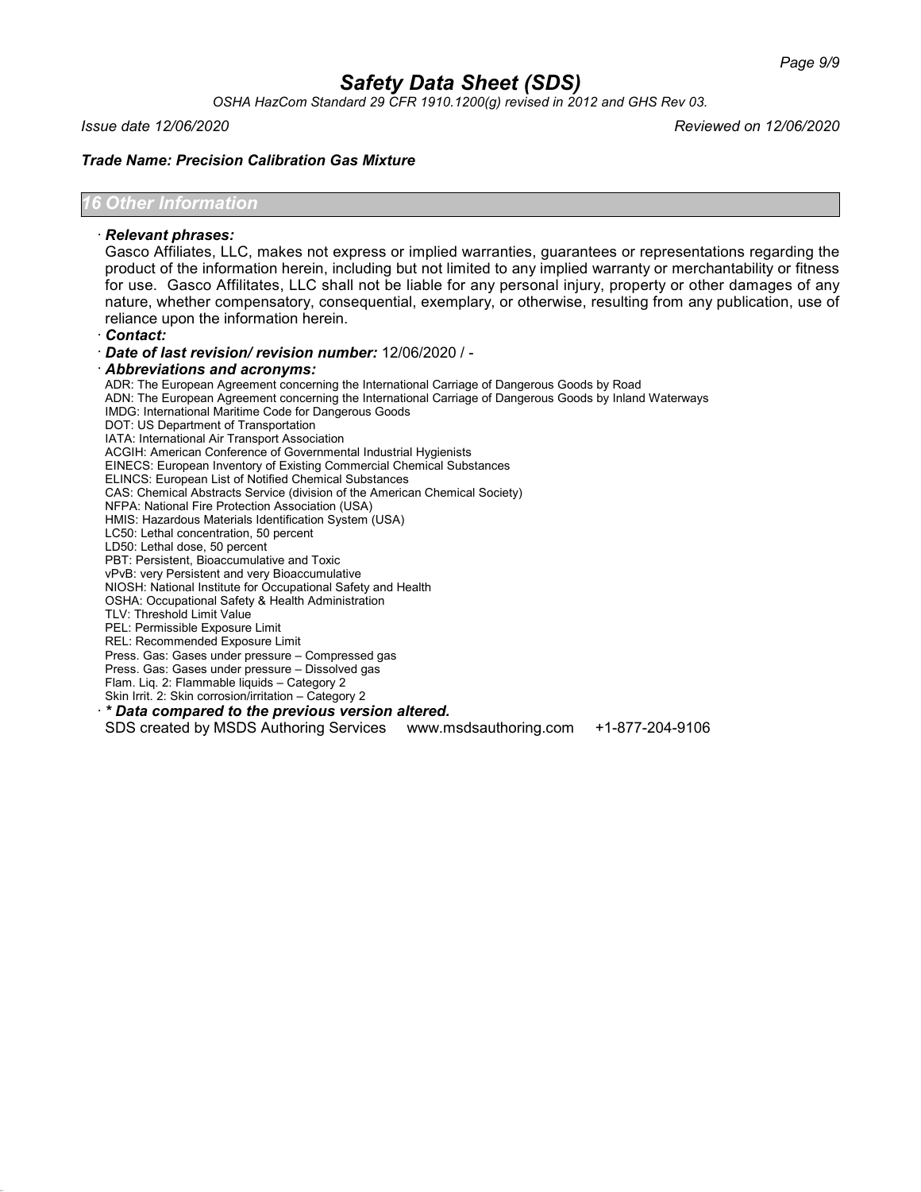# Safety Data Sheet (SDS)

*OSHA HazCom Standard 29 CFR 1910.1200(g) revised in 2012 and GHS Rev 03.*

*Issue date 12/06/2020* *Reviewed on 12/06/2020*

***Trade Name: Precision Calibration Gas Mixture***

## 16 Other Information

· ***Relevant phrases:***

Gasco Affiliates, LLC, makes not express or implied warranties, guarantees or representations regarding the product of the information herein, including but not limited to any implied warranty or merchantability or fitness for use. Gasco Affilitates, LLC shall not be liable for any personal injury, property or other damages of any nature, whether compensatory, consequential, exemplary, or otherwise, resulting from any publication, use of reliance upon the information herein.

· ***Contact:***

· ***Date of last revision/ revision number:*** 12/06/2020 / -

· ***Abbreviations and acronyms:***

ADR: The European Agreement concerning the International Carriage of Dangerous Goods by Road
ADN: The European Agreement concerning the International Carriage of Dangerous Goods by Inland Waterways
IMDG: International Maritime Code for Dangerous Goods
DOT: US Department of Transportation
IATA: International Air Transport Association
ACGIH: American Conference of Governmental Industrial Hygienists
EINECS: European Inventory of Existing Commercial Chemical Substances
ELINCS: European List of Notified Chemical Substances
CAS: Chemical Abstracts Service (division of the American Chemical Society)
NFPA: National Fire Protection Association (USA)
HMIS: Hazardous Materials Identification System (USA)
LC50: Lethal concentration, 50 percent
LD50: Lethal dose, 50 percent
PBT: Persistent, Bioaccumulative and Toxic
vPvB: very Persistent and very Bioaccumulative
NIOSH: National Institute for Occupational Safety and Health
OSHA: Occupational Safety & Health Administration
TLV: Threshold Limit Value
PEL: Permissible Exposure Limit
REL: Recommended Exposure Limit
Press. Gas: Gases under pressure – Compressed gas
Press. Gas: Gases under pressure – Dissolved gas
Flam. Liq. 2: Flammable liquids – Category 2
Skin Irrit. 2: Skin corrosion/irritation – Category 2

· ***\* Data compared to the previous version altered.***

SDS created by MSDS Authoring Services www.msdsauthoring.com +1-877-204-9106